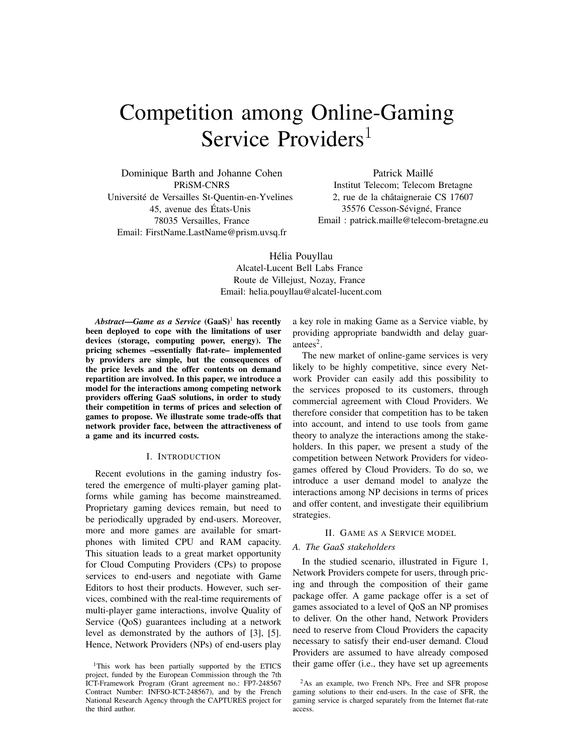# Competition among Online-Gaming Service Providers[1]

Dominique Barth and Johanne Cohen
PRiSM-CNRS
Université de Versailles St-Quentin-en-Yvelines
45, avenue des États-Unis
78035 Versailles, France
Email: FirstName.LastName@prism.uvsq.fr

Patrick Maillé
Institut Telecom; Telecom Bretagne
2, rue de la châtaigneraie CS 17607
35576 Cesson-Sévigné, France
Email : patrick.maille@telecom-bretagne.eu

Hélia Pouyllau
Alcatel-Lucent Bell Labs France
Route de Villejust, Nozay, France
Email: helia.pouyllau@alcatel-lucent.com

***Abstract*—*Game as a Service* (GaaS)[1] has recently been deployed to cope with the limitations of user devices (storage, computing power, energy). The pricing schemes –essentially flat-rate– implemented by providers are simple, but the consequences of the price levels and the offer contents on demand repartition are involved. In this paper, we introduce a model for the interactions among competing network providers offering GaaS solutions, in order to study their competition in terms of prices and selection of games to propose. We illustrate some trade-offs that network provider face, between the attractiveness of a game and its incurred costs.**

## I. Introduction

Recent evolutions in the gaming industry fostered the emergence of multi-player gaming platforms while gaming has become mainstreamed. Proprietary gaming devices remain, but need to be periodically upgraded by end-users. Moreover, more and more games are available for smartphones with limited CPU and RAM capacity. This situation leads to a great market opportunity for Cloud Computing Providers (CPs) to propose services to end-users and negotiate with Game Editors to host their products. However, such services, combined with the real-time requirements of multi-player game interactions, involve Quality of Service (QoS) guarantees including at a network level as demonstrated by the authors of [3], [5]. Hence, Network Providers (NPs) of end-users play a key role in making Game as a Service viable, by providing appropriate bandwidth and delay guarantees[2].

The new market of online-game services is very likely to be highly competitive, since every Network Provider can easily add this possibility to the services proposed to its customers, through commercial agreement with Cloud Providers. We therefore consider that competition has to be taken into account, and intend to use tools from game theory to analyze the interactions among the stakeholders. In this paper, we present a study of the competition between Network Providers for video-games offered by Cloud Providers. To do so, we introduce a user demand model to analyze the interactions among NP decisions in terms of prices and offer content, and investigate their equilibrium strategies.

## II. Game as a Service model

### A. The GaaS stakeholders

In the studied scenario, illustrated in Figure 1, Network Providers compete for users, through pricing and through the composition of their game package offer. A game package offer is a set of games associated to a level of QoS an NP promises to deliver. On the other hand, Network Providers need to reserve from Cloud Providers the capacity necessary to satisfy their end-user demand. Cloud Providers are assumed to have already composed their game offer (i.e., they have set up agreements

[1]This work has been partially supported by the ETICS project, funded by the European Commission through the 7th ICT-Framework Program (Grant agreement no.: FP7-248567 Contract Number: INFSO-ICT-248567), and by the French National Research Agency through the CAPTURES project for the third author.

[2]As an example, two French NPs, Free and SFR propose gaming solutions to their end-users. In the case of SFR, the gaming service is charged separately from the Internet flat-rate access.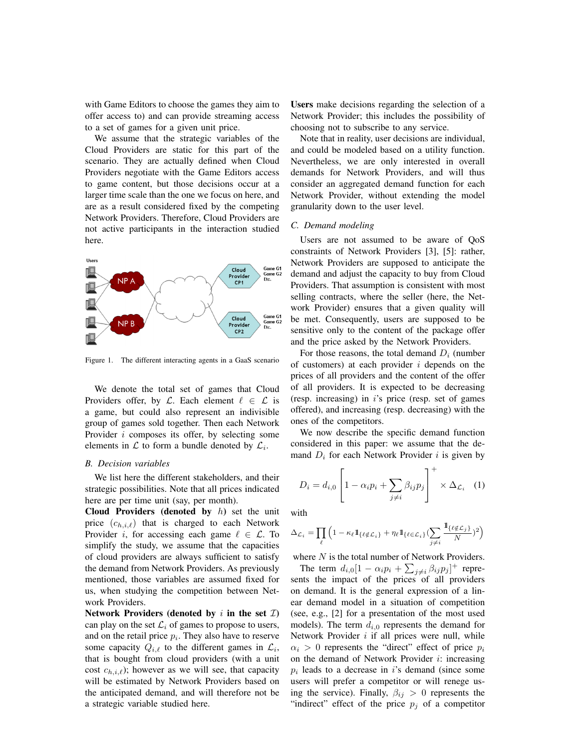with Game Editors to choose the games they aim to offer access to) and can provide streaming access to a set of games for a given unit price.

We assume that the strategic variables of the Cloud Providers are static for this part of the scenario. They are actually defined when Cloud Providers negotiate with the Game Editors access to game content, but those decisions occur at a larger time scale than the one we focus on here, and are as a result considered fixed by the competing Network Providers. Therefore, Cloud Providers are not active participants in the interaction studied here.

Figure 1. The different interacting agents in a GaaS scenario

We denote the total set of games that Cloud Providers offer, by $\mathcal{L}$. Each element $\ell \in \mathcal{L}$ is a game, but could also represent an indivisible group of games sold together. Then each Network Provider $i$ composes its offer, by selecting some elements in $\mathcal{L}$ to form a bundle denoted by $\mathcal{L}_i$.

### B. Decision variables

We list here the different stakeholders, and their strategic possibilities. Note that all prices indicated here are per time unit (say, per month).

**Cloud Providers (denoted by** $h$**)** set the unit price $(c_{h,i,\ell})$ that is charged to each Network Provider $i$, for accessing each game $\ell \in \mathcal{L}$. To simplify the study, we assume that the capacities of cloud providers are always sufficient to satisfy the demand from Network Providers. As previously mentioned, those variables are assumed fixed for us, when studying the competition between Network Providers.

**Network Providers (denoted by** $i$ **in the set** $\mathcal{I}$**)** can play on the set $\mathcal{L}_i$ of games to propose to users, and on the retail price $p_i$. They also have to reserve some capacity $Q_{i,\ell}$ to the different games in $\mathcal{L}_i$, that is bought from cloud providers (with a unit cost $c_{h,i,\ell}$); however as we will see, that capacity will be estimated by Network Providers based on the anticipated demand, and will therefore not be a strategic variable studied here.

**Users** make decisions regarding the selection of a Network Provider; this includes the possibility of choosing not to subscribe to any service.

Note that in reality, user decisions are individual, and could be modeled based on a utility function. Nevertheless, we are only interested in overall demands for Network Providers, and will thus consider an aggregated demand function for each Network Provider, without extending the model granularity down to the user level.

### C. Demand modeling

Users are not assumed to be aware of QoS constraints of Network Providers [3], [5]: rather, Network Providers are supposed to anticipate the demand and adjust the capacity to buy from Cloud Providers. That assumption is consistent with most selling contracts, where the seller (here, the Network Provider) ensures that a given quality will be met. Consequently, users are supposed to be sensitive only to the content of the package offer and the price asked by the Network Providers.

For those reasons, the total demand $D_i$ (number of customers) at each provider $i$ depends on the prices of all providers and the content of the offer of all providers. It is expected to be decreasing (resp. increasing) in $i$'s price (resp. set of games offered), and increasing (resp. decreasing) with the ones of the competitors.

We now describe the specific demand function considered in this paper: we assume that the demand $D_i$ for each Network Provider $i$ is given by

$$D_i = d_{i,0}\left[1 - \alpha_i p_i + \sum_{j \neq i} \beta_{ij} p_j\right]^+ \times \Delta_{\mathcal{L}_i} \quad (1)$$

with

$$\Delta_{\mathcal{L}_i} = \prod_{\ell}\Big(1 - \kappa_\ell \mathbb{1}_{\{\ell \notin \mathcal{L}_i\}} + \eta_\ell \mathbb{1}_{\{\ell \in \mathcal{L}_i\}}\big(\sum_{j \neq i}\frac{\mathbb{1}_{\{\ell \notin \mathcal{L}_j\}}}{N}\big)^2\Big)$$

where $N$ is the total number of Network Providers.

The term $d_{i,0}[1 - \alpha_i p_i + \sum_{j \neq i}\beta_{ij}p_j]^+$ represents the impact of the prices of all providers on demand. It is the general expression of a linear demand model in a situation of competition (see, e.g., [2] for a presentation of the most used models). The term $d_{i,0}$ represents the demand for Network Provider $i$ if all prices were null, while $\alpha_i > 0$ represents the "direct" effect of price $p_i$ on the demand of Network Provider $i$: increasing $p_i$ leads to a decrease in $i$'s demand (since some users will prefer a competitor or will renege using the service). Finally, $\beta_{ij} > 0$ represents the "indirect" effect of the price $p_j$ of a competitor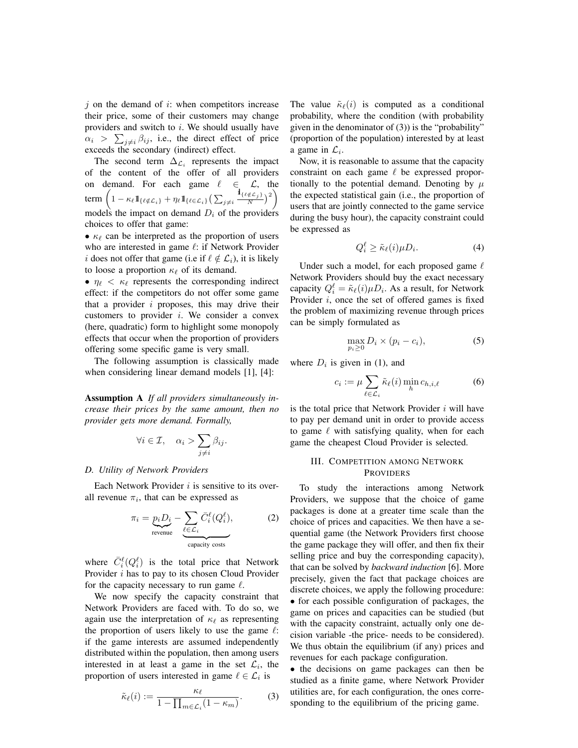$j$ on the demand of $i$: when competitors increase their price, some of their customers may change providers and switch to $i$. We should usually have $\alpha_i > \sum_{j \neq i} \beta_{ij}$, i.e., the direct effect of price exceeds the secondary (indirect) effect.

The second term $\Delta_{\mathcal{L}_i}$ represents the impact of the content of the offer of all providers on demand. For each game $\ell \in \mathcal{L}$, the term $\left(1 - \kappa_\ell \mathbb{1}_{\{\ell \notin \mathcal{L}_i\}} + \eta_\ell \mathbb{1}_{\{\ell \in \mathcal{L}_i\}} \left(\sum_{j \neq i} \frac{\mathbb{1}_{\{\ell \notin \mathcal{L}_j\}}}{N}\right)^2\right)$ models the impact on demand $D_i$ of the providers choices to offer that game:

- $\kappa_\ell$ can be interpreted as the proportion of users who are interested in game $\ell$: if Network Provider $i$ does not offer that game (i.e if $\ell \notin \mathcal{L}_i$), it is likely to loose a proportion $\kappa_\ell$ of its demand.
- $\eta_\ell < \kappa_\ell$ represents the corresponding indirect effect: if the competitors do not offer some game that a provider $i$ proposes, this may drive their customers to provider $i$. We consider a convex (here, quadratic) form to highlight some monopoly effects that occur when the proportion of providers offering some specific game is very small.

The following assumption is classically made when considering linear demand models [1], [4]:

**Assumption A** *If all providers simultaneously increase their prices by the same amount, then no provider gets more demand. Formally,*

$$\forall i \in \mathcal{I}, \quad \alpha_i > \sum_{j \neq i} \beta_{ij}.$$

### D. Utility of Network Providers

Each Network Provider $i$ is sensitive to its overall revenue $\pi_i$, that can be expressed as

$$\pi_i = \underbrace{p_i D_i}_{\text{revenue}} - \underbrace{\sum_{\ell \in \mathcal{L}_i} \bar{C}_i^\ell(Q_i^\ell)}_{\text{capacity costs}}, \tag{2}$$

where $\bar{C}_i^\ell(Q_i^\ell)$ is the total price that Network Provider $i$ has to pay to its chosen Cloud Provider for the capacity necessary to run game $\ell$.

We now specify the capacity constraint that Network Providers are faced with. To do so, we again use the interpretation of $\kappa_\ell$ as representing the proportion of users likely to use the game $\ell$: if the game interests are assumed independently distributed within the population, then among users interested in at least a game in the set $\mathcal{L}_i$, the proportion of users interested in game $\ell \in \mathcal{L}_i$ is

$$\tilde{\kappa}_\ell(i) := \frac{\kappa_\ell}{1 - \prod_{m \in \mathcal{L}_i}(1 - \kappa_m)}. \tag{3}$$

The value $\tilde{\kappa}_\ell(i)$ is computed as a conditional probability, where the condition (with probability given in the denominator of (3)) is the "probability" (proportion of the population) interested by at least a game in $\mathcal{L}_i$.

Now, it is reasonable to assume that the capacity constraint on each game $\ell$ be expressed proportionally to the potential demand. Denoting by $\mu$ the expected statistical gain (i.e., the proportion of users that are jointly connected to the game service during the busy hour), the capacity constraint could be expressed as

$$Q_i^\ell \geq \tilde{\kappa}_\ell(i) \mu D_i. \tag{4}$$

Under such a model, for each proposed game $\ell$ Network Providers should buy the exact necessary capacity $Q_i^\ell = \tilde{\kappa}_\ell(i) \mu D_i$. As a result, for Network Provider $i$, once the set of offered games is fixed the problem of maximizing revenue through prices can be simply formulated as

$$\max_{p_i \geq 0} D_i \times (p_i - c_i), \tag{5}$$

where $D_i$ is given in (1), and

$$c_i := \mu \sum_{\ell \in \mathcal{L}_i} \tilde{\kappa}_\ell(i) \min_h c_{h,i,\ell} \tag{6}$$

is the total price that Network Provider $i$ will have to pay per demand unit in order to provide access to game $\ell$ with satisfying quality, when for each game the cheapest Cloud Provider is selected.

## III. Competition among Network Providers

To study the interactions among Network Providers, we suppose that the choice of game packages is done at a greater time scale than the choice of prices and capacities. We then have a sequential game (the Network Providers first choose the game package they will offer, and then fix their selling price and buy the corresponding capacity), that can be solved by *backward induction* [6]. More precisely, given the fact that package choices are discrete choices, we apply the following procedure:

- for each possible configuration of packages, the game on prices and capacities can be studied (but with the capacity constraint, actually only one decision variable -the price- needs to be considered). We thus obtain the equilibrium (if any) prices and revenues for each package configuration.
- the decisions on game packages can then be studied as a finite game, where Network Provider utilities are, for each configuration, the ones corresponding to the equilibrium of the pricing game.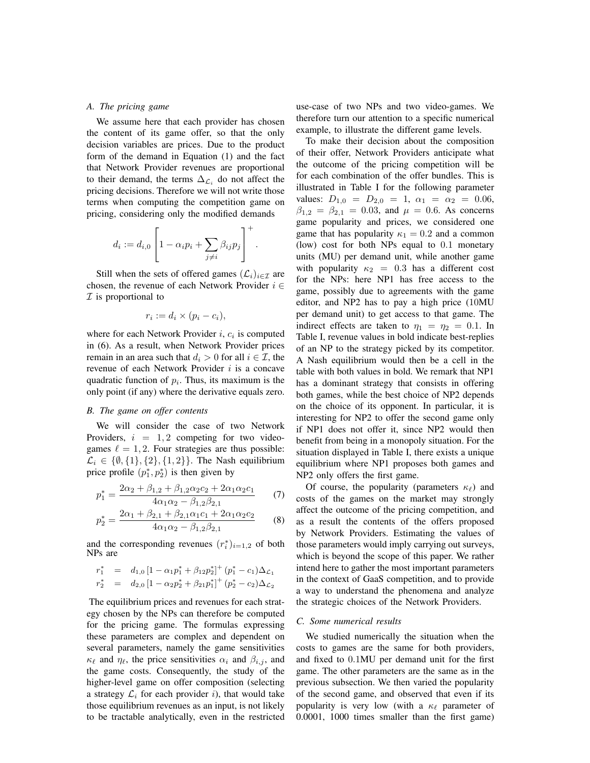### A. The pricing game

We assume here that each provider has chosen the content of its game offer, so that the only decision variables are prices. Due to the product form of the demand in Equation (1) and the fact that Network Provider revenues are proportional to their demand, the terms $\Delta_{\mathcal{L}_i}$ do not affect the pricing decisions. Therefore we will not write those terms when computing the competition game on pricing, considering only the modified demands

$$d_i := d_{i,0}\left[1 - \alpha_i p_i + \sum_{j \neq i} \beta_{ij} p_j\right]^+.$$

Still when the sets of offered games $(\mathcal{L}_i)_{i \in \mathcal{I}}$ are chosen, the revenue of each Network Provider $i \in \mathcal{I}$ is proportional to

$$r_i := d_i \times (p_i - c_i),$$

where for each Network Provider $i$, $c_i$ is computed in (6). As a result, when Network Provider prices remain in an area such that $d_i > 0$ for all $i \in \mathcal{I}$, the revenue of each Network Provider $i$ is a concave quadratic function of $p_i$. Thus, its maximum is the only point (if any) where the derivative equals zero.

### B. The game on offer contents

We will consider the case of two Network Providers, $i = 1, 2$ competing for two video-games $\ell = 1, 2$. Four strategies are thus possible: $\mathcal{L}_i \in \{\emptyset, \{1\}, \{2\}, \{1, 2\}\}$. The Nash equilibrium price profile $(p_1^*, p_2^*)$ is then given by

$$p_1^* = \frac{2\alpha_2 + \beta_{1,2} + \beta_{1,2}\alpha_2 c_2 + 2\alpha_1\alpha_2 c_1}{4\alpha_1\alpha_2 - \beta_{1,2}\beta_{2,1}} \quad (7)$$

$$p_2^* = \frac{2\alpha_1 + \beta_{2,1} + \beta_{2,1}\alpha_1 c_1 + 2\alpha_1\alpha_2 c_2}{4\alpha_1\alpha_2 - \beta_{1,2}\beta_{2,1}} \quad (8)$$

and the corresponding revenues $(r_i^*)_{i=1,2}$ of both NPs are

$$r_1^* = d_{1,0}\left[1 - \alpha_1 p_1^* + \beta_{12} p_2^*\right]^+ (p_1^* - c_1)\Delta_{\mathcal{L}_1}$$
$$r_2^* = d_{2,0}\left[1 - \alpha_2 p_2^* + \beta_{21} p_1^*\right]^+ (p_2^* - c_2)\Delta_{\mathcal{L}_2}$$

The equilibrium prices and revenues for each strategy chosen by the NPs can therefore be computed for the pricing game. The formulas expressing these parameters are complex and dependent on several parameters, namely the game sensitivities $\kappa_\ell$ and $\eta_\ell$, the price sensitivities $\alpha_i$ and $\beta_{i,j}$, and the game costs. Consequently, the study of the higher-level game on offer composition (selecting a strategy $\mathcal{L}_i$ for each provider $i$), that would take those equilibrium revenues as an input, is not likely to be tractable analytically, even in the restricted use-case of two NPs and two video-games. We therefore turn our attention to a specific numerical example, to illustrate the different game levels.

To make their decision about the composition of their offer, Network Providers anticipate what the outcome of the pricing competition will be for each combination of the offer bundles. This is illustrated in Table I for the following parameter values: $D_{1,0} = D_{2,0} = 1$, $\alpha_1 = \alpha_2 = 0.06$, $\beta_{1,2} = \beta_{2,1} = 0.03$, and $\mu = 0.6$. As concerns game popularity and prices, we considered one game that has popularity $\kappa_1 = 0.2$ and a common (low) cost for both NPs equal to 0.1 monetary units (MU) per demand unit, while another game with popularity $\kappa_2 = 0.3$ has a different cost for the NPs: here NP1 has free access to the game, possibly due to agreements with the game editor, and NP2 has to pay a high price (10MU per demand unit) to get access to that game. The indirect effects are taken to $\eta_1 = \eta_2 = 0.1$. In Table I, revenue values in bold indicate best-replies of an NP to the strategy picked by its competitor. A Nash equilibrium would then be a cell in the table with both values in bold. We remark that NP1 has a dominant strategy that consists in offering both games, while the best choice of NP2 depends on the choice of its opponent. In particular, it is interesting for NP2 to offer the second game only if NP1 does not offer it, since NP2 would then benefit from being in a monopoly situation. For the situation displayed in Table I, there exists a unique equilibrium where NP1 proposes both games and NP2 only offers the first game.

Of course, the popularity (parameters $\kappa_\ell$) and costs of the games on the market may strongly affect the outcome of the pricing competition, and as a result the contents of the offers proposed by Network Providers. Estimating the values of those parameters would imply carrying out surveys, which is beyond the scope of this paper. We rather intend here to gather the most important parameters in the context of GaaS competition, and to provide a way to understand the phenomena and analyze the strategic choices of the Network Providers.

### C. Some numerical results

We studied numerically the situation when the costs to games are the same for both providers, and fixed to 0.1MU per demand unit for the first game. The other parameters are the same as in the previous subsection. We then varied the popularity of the second game, and observed that even if its popularity is very low (with a $\kappa_\ell$ parameter of 0.0001, 1000 times smaller than the first game)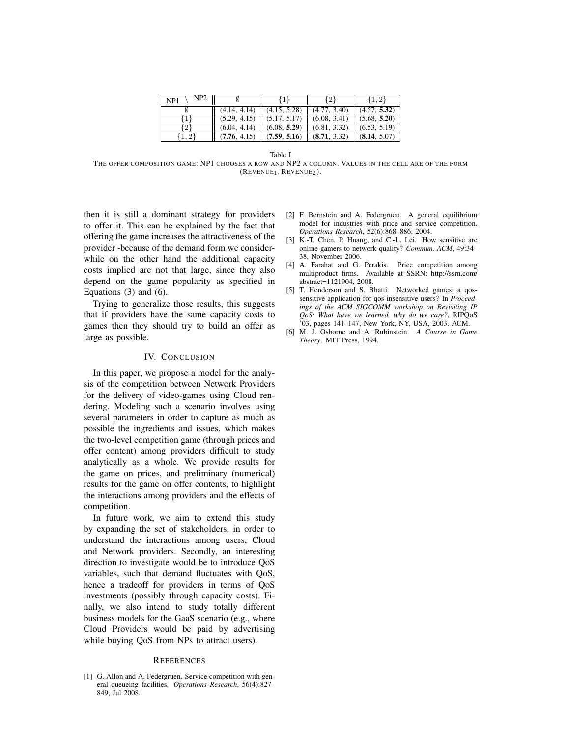| NP1 \ NP2 | $\emptyset$ | $\{1\}$ | $\{2\}$ | $\{1, 2\}$ |
|---|---|---|---|---|
| $\emptyset$ | (4.14, 4.14) | (4.15, 5.28) | (4.77, 3.40) | (4.57, **5.32**) |
| $\{1\}$ | (5.29, 4.15) | (5.17, 5.17) | (6.08, 3.41) | (5.68, **5.20**) |
| $\{2\}$ | (6.04, 4.14) | (6.08, **5.29**) | (6.81, 3.32) | (6.53, 5.19) |
| $\{1, 2\}$ | (**7.76**, 4.15) | (**7.59**, **5.16**) | (**8.71**, 3.32) | (**8.14**, 5.07) |

Table I
THE OFFER COMPOSITION GAME: NP1 CHOOSES A ROW AND NP2 A COLUMN. VALUES IN THE CELL ARE OF THE FORM $(\text{REVENUE}_1, \text{REVENUE}_2)$.

then it is still a dominant strategy for providers to offer it. This can be explained by the fact that offering the game increases the attractiveness of the provider -because of the demand form we consider- while on the other hand the additional capacity costs implied are not that large, since they also depend on the game popularity as specified in Equations (3) and (6).

Trying to generalize those results, this suggests that if providers have the same capacity costs to games then they should try to build an offer as large as possible.

## IV. CONCLUSION

In this paper, we propose a model for the analysis of the competition between Network Providers for the delivery of video-games using Cloud rendering. Modeling such a scenario involves using several parameters in order to capture as much as possible the ingredients and issues, which makes the two-level competition game (through prices and offer content) among providers difficult to study analytically as a whole. We provide results for the game on prices, and preliminary (numerical) results for the game on offer contents, to highlight the interactions among providers and the effects of competition.

In future work, we aim to extend this study by expanding the set of stakeholders, in order to understand the interactions among users, Cloud and Network providers. Secondly, an interesting direction to investigate would be to introduce QoS variables, such that demand fluctuates with QoS, hence a tradeoff for providers in terms of QoS investments (possibly through capacity costs). Finally, we also intend to study totally different business models for the GaaS scenario (e.g., where Cloud Providers would be paid by advertising while buying QoS from NPs to attract users).

## REFERENCES

[1] G. Allon and A. Federgruen. Service competition with general queueing facilities. *Operations Research*, 56(4):827–849, Jul 2008.

[2] F. Bernstein and A. Federgruen. A general equilibrium model for industries with price and service competition. *Operations Research*, 52(6):868–886, 2004.

[3] K.-T. Chen, P. Huang, and C.-L. Lei. How sensitive are online gamers to network quality? *Commun. ACM*, 49:34–38, November 2006.

[4] A. Farahat and G. Perakis. Price competition among multiproduct firms. Available at SSRN: http://ssrn.com/abstract=1121904, 2008.

[5] T. Henderson and S. Bhatti. Networked games: a qos-sensitive application for qos-insensitive users? In *Proceedings of the ACM SIGCOMM workshop on Revisiting IP QoS: What have we learned, why do we care?*, RIPQoS '03, pages 141–147, New York, NY, USA, 2003. ACM.

[6] M. J. Osborne and A. Rubinstein. *A Course in Game Theory*. MIT Press, 1994.